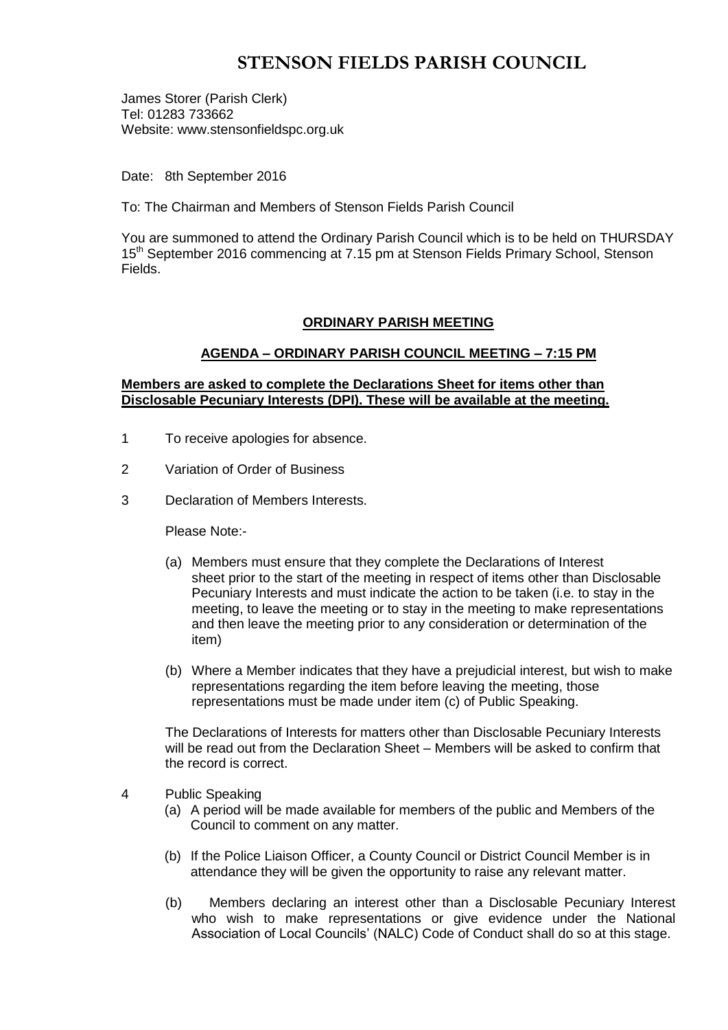# STENSON FIELDS PARISH COUNCIL

James Storer (Parish Clerk)
Tel: 01283 733662
Website: www.stensonfieldspc.org.uk

Date: 8th September 2016

To: The Chairman and Members of Stenson Fields Parish Council

You are summoned to attend the Ordinary Parish Council which is to be held on THURSDAY 15th September 2016 commencing at 7.15 pm at Stenson Fields Primary School, Stenson Fields.

## ORDINARY PARISH MEETING

### AGENDA – ORDINARY PARISH COUNCIL MEETING – 7:15 PM

**Members are asked to complete the Declarations Sheet for items other than Disclosable Pecuniary Interests (DPI). These will be available at the meeting.**

1. To receive apologies for absence.

2. Variation of Order of Business

3. Declaration of Members Interests.

   Please Note:-

   (a) Members must ensure that they complete the Declarations of Interest sheet prior to the start of the meeting in respect of items other than Disclosable Pecuniary Interests and must indicate the action to be taken (i.e. to stay in the meeting, to leave the meeting or to stay in the meeting to make representations and then leave the meeting prior to any consideration or determination of the item)

   (b) Where a Member indicates that they have a prejudicial interest, but wish to make representations regarding the item before leaving the meeting, those representations must be made under item (c) of Public Speaking.

   The Declarations of Interests for matters other than Disclosable Pecuniary Interests will be read out from the Declaration Sheet – Members will be asked to confirm that the record is correct.

4. Public Speaking

   (a) A period will be made available for members of the public and Members of the Council to comment on any matter.

   (b) If the Police Liaison Officer, a County Council or District Council Member is in attendance they will be given the opportunity to raise any relevant matter.

   (b) Members declaring an interest other than a Disclosable Pecuniary Interest who wish to make representations or give evidence under the National Association of Local Councils' (NALC) Code of Conduct shall do so at this stage.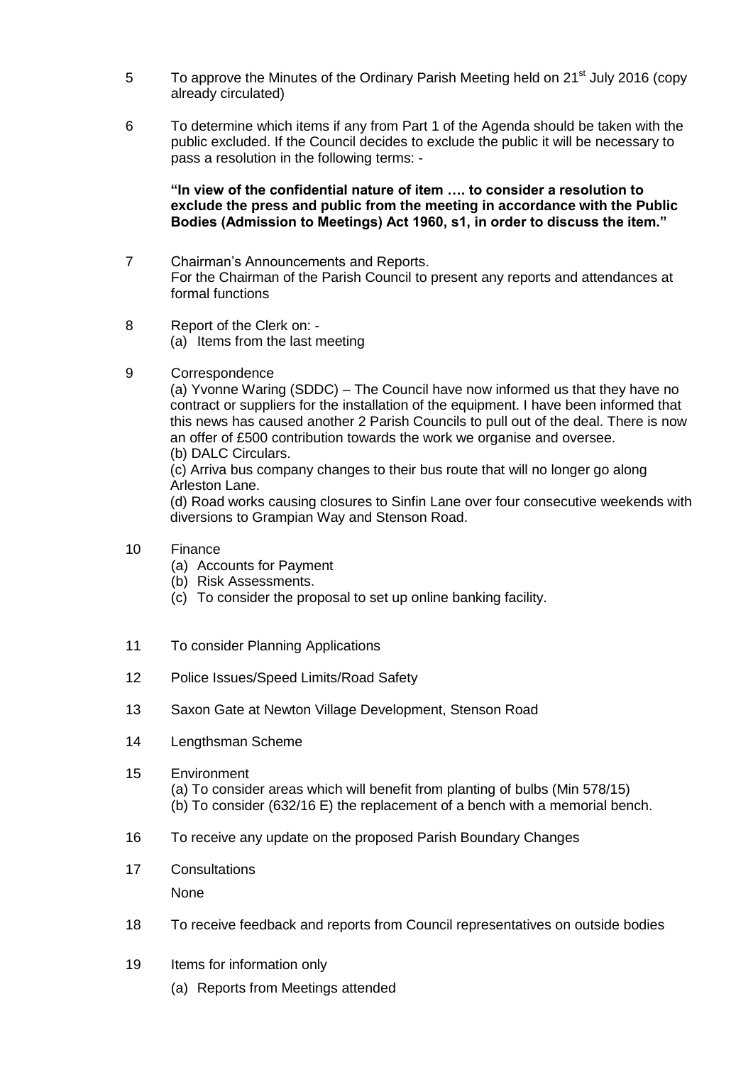5 To approve the Minutes of the Ordinary Parish Meeting held on 21st July 2016 (copy already circulated)

6 To determine which items if any from Part 1 of the Agenda should be taken with the public excluded. If the Council decides to exclude the public it will be necessary to pass a resolution in the following terms: -

**"In view of the confidential nature of item …. to consider a resolution to exclude the press and public from the meeting in accordance with the Public Bodies (Admission to Meetings) Act 1960, s1, in order to discuss the item."**

7 Chairman's Announcements and Reports.
For the Chairman of the Parish Council to present any reports and attendances at formal functions

8 Report of the Clerk on: -
(a) Items from the last meeting

9 Correspondence
(a) Yvonne Waring (SDDC) – The Council have now informed us that they have no contract or suppliers for the installation of the equipment. I have been informed that this news has caused another 2 Parish Councils to pull out of the deal. There is now an offer of £500 contribution towards the work we organise and oversee.
(b) DALC Circulars.
(c) Arriva bus company changes to their bus route that will no longer go along Arleston Lane.
(d) Road works causing closures to Sinfin Lane over four consecutive weekends with diversions to Grampian Way and Stenson Road.

10 Finance
(a) Accounts for Payment
(b) Risk Assessments.
(c) To consider the proposal to set up online banking facility.

11 To consider Planning Applications

12 Police Issues/Speed Limits/Road Safety

13 Saxon Gate at Newton Village Development, Stenson Road

14 Lengthsman Scheme

15 Environment
(a) To consider areas which will benefit from planting of bulbs (Min 578/15)
(b) To consider (632/16 E) the replacement of a bench with a memorial bench.

16 To receive any update on the proposed Parish Boundary Changes

17 Consultations
None

18 To receive feedback and reports from Council representatives on outside bodies

19 Items for information only
(a) Reports from Meetings attended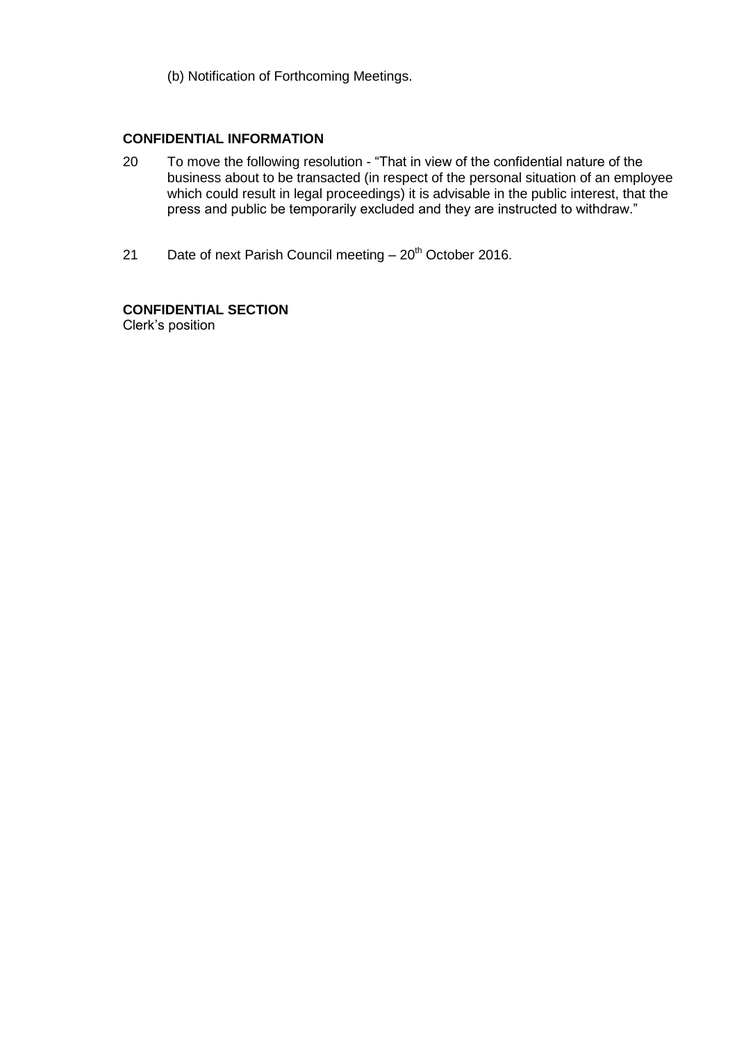(b) Notification of Forthcoming Meetings.

**CONFIDENTIAL INFORMATION**

20 To move the following resolution - "That in view of the confidential nature of the business about to be transacted (in respect of the personal situation of an employee which could result in legal proceedings) it is advisable in the public interest, that the press and public be temporarily excluded and they are instructed to withdraw."

21 Date of next Parish Council meeting – 20th October 2016.

**CONFIDENTIAL SECTION**
Clerk's position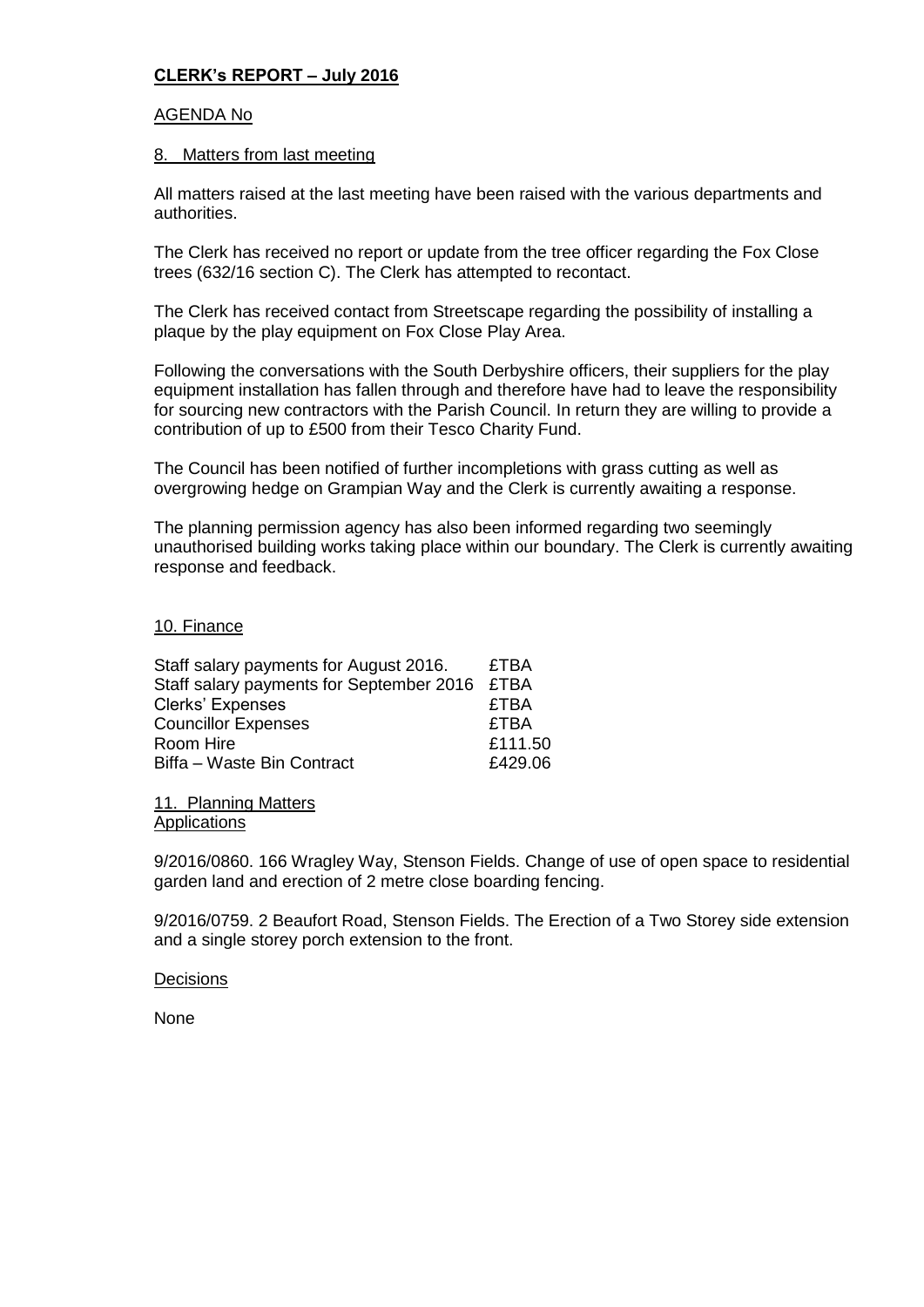**CLERK's REPORT – July 2016**

AGENDA No

8. Matters from last meeting

All matters raised at the last meeting have been raised with the various departments and authorities.

The Clerk has received no report or update from the tree officer regarding the Fox Close trees (632/16 section C). The Clerk has attempted to recontact.

The Clerk has received contact from Streetscape regarding the possibility of installing a plaque by the play equipment on Fox Close Play Area.

Following the conversations with the South Derbyshire officers, their suppliers for the play equipment installation has fallen through and therefore have had to leave the responsibility for sourcing new contractors with the Parish Council. In return they are willing to provide a contribution of up to £500 from their Tesco Charity Fund.

The Council has been notified of further incompletions with grass cutting as well as overgrowing hedge on Grampian Way and the Clerk is currently awaiting a response.

The planning permission agency has also been informed regarding two seemingly unauthorised building works taking place within our boundary. The Clerk is currently awaiting response and feedback.

10. Finance

| | |
|---|---|
| Staff salary payments for August 2016. | £TBA |
| Staff salary payments for September 2016 | £TBA |
| Clerks' Expenses | £TBA |
| Councillor Expenses | £TBA |
| Room Hire | £111.50 |
| Biffa – Waste Bin Contract | £429.06 |

11. Planning Matters
Applications

9/2016/0860. 166 Wragley Way, Stenson Fields. Change of use of open space to residential garden land and erection of 2 metre close boarding fencing.

9/2016/0759. 2 Beaufort Road, Stenson Fields. The Erection of a Two Storey side extension and a single storey porch extension to the front.

Decisions

None